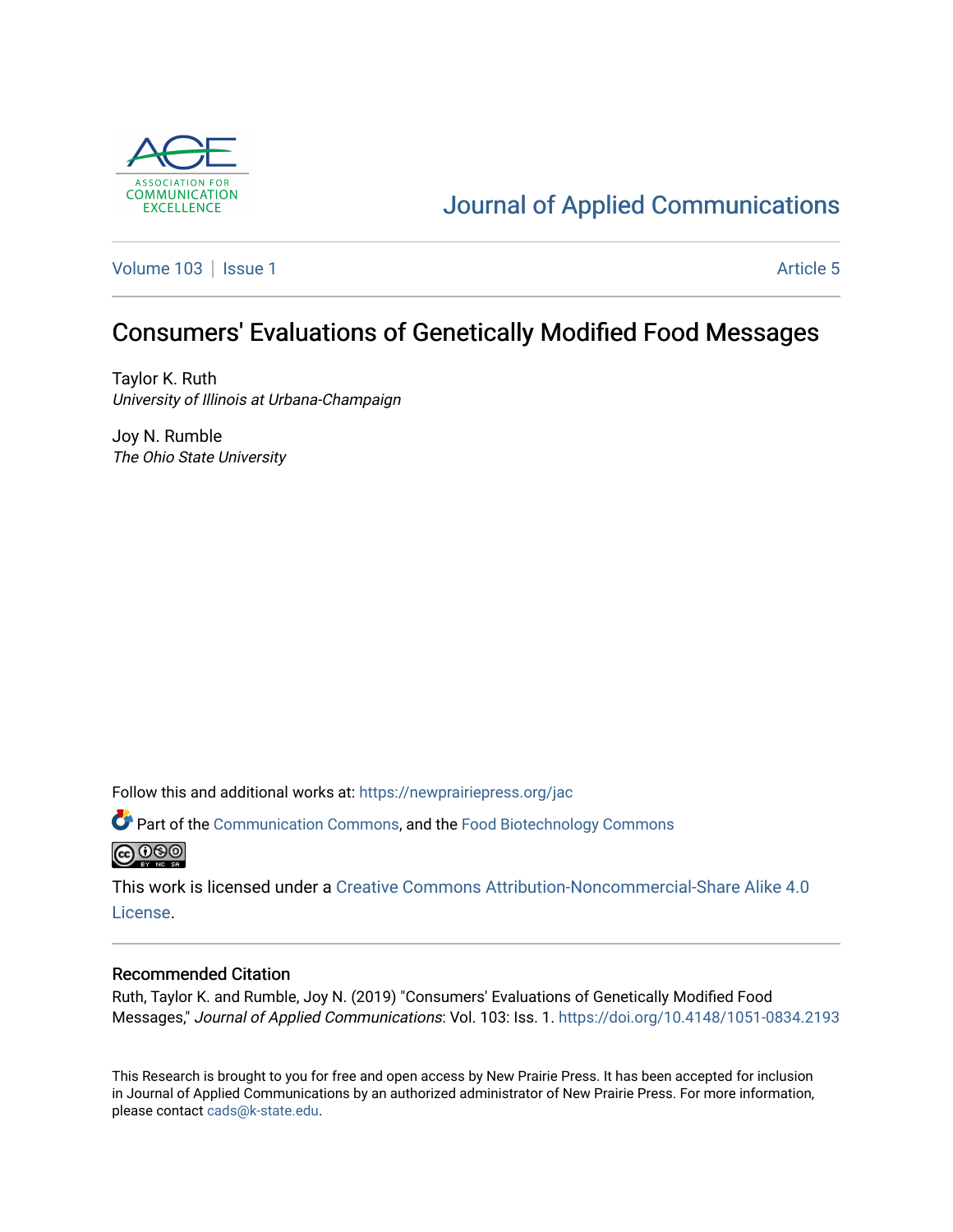ASSOCIATION FOR COMMUNICATION EXCELLENCE

# Journal of Applied Communications

Volume 103 | Issue 1 — Article 5

## Consumers' Evaluations of Genetically Modified Food Messages

Taylor K. Ruth
*University of Illinois at Urbana-Champaign*

Joy N. Rumble
*The Ohio State University*

Follow this and additional works at: https://newprairiepress.org/jac

Part of the Communication Commons, and the Food Biotechnology Commons

This work is licensed under a Creative Commons Attribution-Noncommercial-Share Alike 4.0 License.

### Recommended Citation

Ruth, Taylor K. and Rumble, Joy N. (2019) "Consumers' Evaluations of Genetically Modified Food Messages," *Journal of Applied Communications*: Vol. 103: Iss. 1. https://doi.org/10.4148/1051-0834.2193

This Research is brought to you for free and open access by New Prairie Press. It has been accepted for inclusion in Journal of Applied Communications by an authorized administrator of New Prairie Press. For more information, please contact cads@k-state.edu.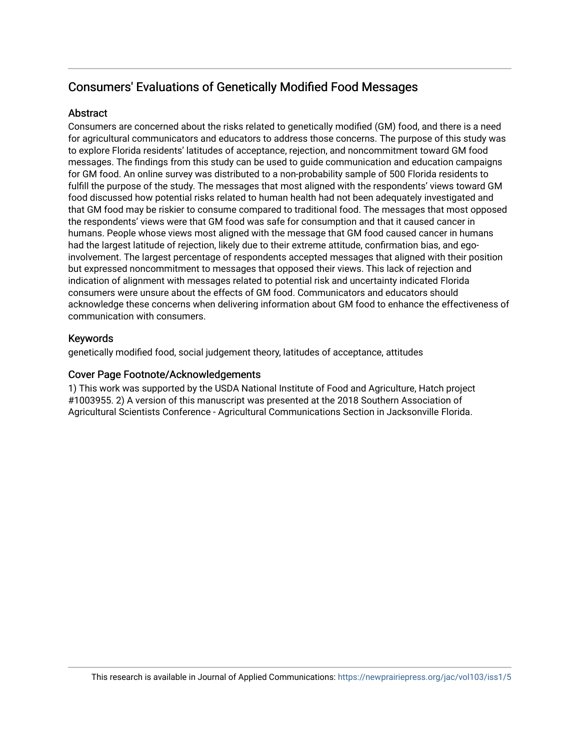# Consumers' Evaluations of Genetically Modified Food Messages

## Abstract

Consumers are concerned about the risks related to genetically modified (GM) food, and there is a need for agricultural communicators and educators to address those concerns. The purpose of this study was to explore Florida residents' latitudes of acceptance, rejection, and noncommitment toward GM food messages. The findings from this study can be used to guide communication and education campaigns for GM food. An online survey was distributed to a non-probability sample of 500 Florida residents to fulfill the purpose of the study. The messages that most aligned with the respondents' views toward GM food discussed how potential risks related to human health had not been adequately investigated and that GM food may be riskier to consume compared to traditional food. The messages that most opposed the respondents' views were that GM food was safe for consumption and that it caused cancer in humans. People whose views most aligned with the message that GM food caused cancer in humans had the largest latitude of rejection, likely due to their extreme attitude, confirmation bias, and ego-involvement. The largest percentage of respondents accepted messages that aligned with their position but expressed noncommitment to messages that opposed their views. This lack of rejection and indication of alignment with messages related to potential risk and uncertainty indicated Florida consumers were unsure about the effects of GM food. Communicators and educators should acknowledge these concerns when delivering information about GM food to enhance the effectiveness of communication with consumers.

## Keywords

genetically modified food, social judgement theory, latitudes of acceptance, attitudes

## Cover Page Footnote/Acknowledgements

1) This work was supported by the USDA National Institute of Food and Agriculture, Hatch project #1003955. 2) A version of this manuscript was presented at the 2018 Southern Association of Agricultural Scientists Conference - Agricultural Communications Section in Jacksonville Florida.

This research is available in Journal of Applied Communications: https://newprairiepress.org/jac/vol103/iss1/5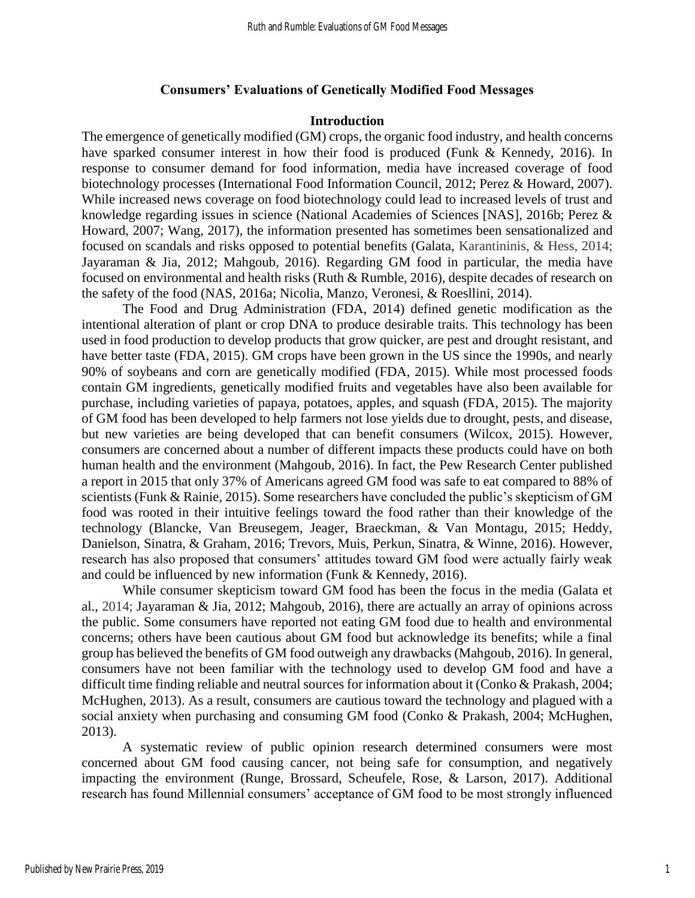## Consumers' Evaluations of Genetically Modified Food Messages

### Introduction

The emergence of genetically modified (GM) crops, the organic food industry, and health concerns have sparked consumer interest in how their food is produced (Funk & Kennedy, 2016). In response to consumer demand for food information, media have increased coverage of food biotechnology processes (International Food Information Council, 2012; Perez & Howard, 2007). While increased news coverage on food biotechnology could lead to increased levels of trust and knowledge regarding issues in science (National Academies of Sciences [NAS], 2016b; Perez & Howard, 2007; Wang, 2017), the information presented has sometimes been sensationalized and focused on scandals and risks opposed to potential benefits (Galata, Karantininis, & Hess, 2014; Jayaraman & Jia, 2012; Mahgoub, 2016). Regarding GM food in particular, the media have focused on environmental and health risks (Ruth & Rumble, 2016), despite decades of research on the safety of the food (NAS, 2016a; Nicolia, Manzo, Veronesi, & Roesllini, 2014).

The Food and Drug Administration (FDA, 2014) defined genetic modification as the intentional alteration of plant or crop DNA to produce desirable traits. This technology has been used in food production to develop products that grow quicker, are pest and drought resistant, and have better taste (FDA, 2015). GM crops have been grown in the US since the 1990s, and nearly 90% of soybeans and corn are genetically modified (FDA, 2015). While most processed foods contain GM ingredients, genetically modified fruits and vegetables have also been available for purchase, including varieties of papaya, potatoes, apples, and squash (FDA, 2015). The majority of GM food has been developed to help farmers not lose yields due to drought, pests, and disease, but new varieties are being developed that can benefit consumers (Wilcox, 2015). However, consumers are concerned about a number of different impacts these products could have on both human health and the environment (Mahgoub, 2016). In fact, the Pew Research Center published a report in 2015 that only 37% of Americans agreed GM food was safe to eat compared to 88% of scientists (Funk & Rainie, 2015). Some researchers have concluded the public's skepticism of GM food was rooted in their intuitive feelings toward the food rather than their knowledge of the technology (Blancke, Van Breusegem, Jeager, Braeckman, & Van Montagu, 2015; Heddy, Danielson, Sinatra, & Graham, 2016; Trevors, Muis, Perkun, Sinatra, & Winne, 2016). However, research has also proposed that consumers' attitudes toward GM food were actually fairly weak and could be influenced by new information (Funk & Kennedy, 2016).

While consumer skepticism toward GM food has been the focus in the media (Galata et al., 2014; Jayaraman & Jia, 2012; Mahgoub, 2016), there are actually an array of opinions across the public. Some consumers have reported not eating GM food due to health and environmental concerns; others have been cautious about GM food but acknowledge its benefits; while a final group has believed the benefits of GM food outweigh any drawbacks (Mahgoub, 2016). In general, consumers have not been familiar with the technology used to develop GM food and have a difficult time finding reliable and neutral sources for information about it (Conko & Prakash, 2004; McHughen, 2013). As a result, consumers are cautious toward the technology and plagued with a social anxiety when purchasing and consuming GM food (Conko & Prakash, 2004; McHughen, 2013).

A systematic review of public opinion research determined consumers were most concerned about GM food causing cancer, not being safe for consumption, and negatively impacting the environment (Runge, Brossard, Scheufele, Rose, & Larson, 2017). Additional research has found Millennial consumers' acceptance of GM food to be most strongly influenced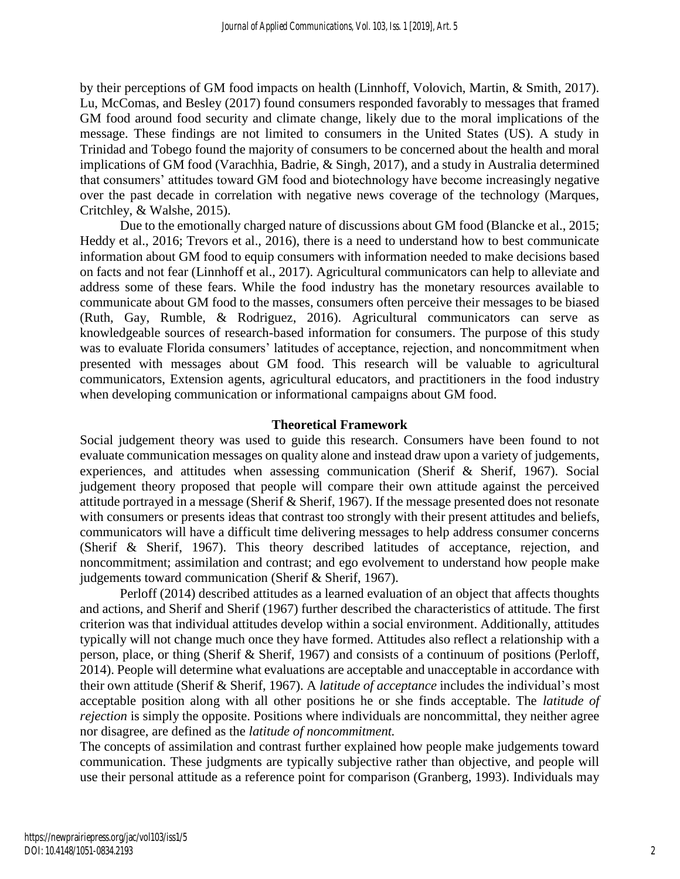by their perceptions of GM food impacts on health (Linnhoff, Volovich, Martin, & Smith, 2017). Lu, McComas, and Besley (2017) found consumers responded favorably to messages that framed GM food around food security and climate change, likely due to the moral implications of the message. These findings are not limited to consumers in the United States (US). A study in Trinidad and Tobego found the majority of consumers to be concerned about the health and moral implications of GM food (Varachhia, Badrie, & Singh, 2017), and a study in Australia determined that consumers' attitudes toward GM food and biotechnology have become increasingly negative over the past decade in correlation with negative news coverage of the technology (Marques, Critchley, & Walshe, 2015).

Due to the emotionally charged nature of discussions about GM food (Blancke et al., 2015; Heddy et al., 2016; Trevors et al., 2016), there is a need to understand how to best communicate information about GM food to equip consumers with information needed to make decisions based on facts and not fear (Linnhoff et al., 2017). Agricultural communicators can help to alleviate and address some of these fears. While the food industry has the monetary resources available to communicate about GM food to the masses, consumers often perceive their messages to be biased (Ruth, Gay, Rumble, & Rodriguez, 2016). Agricultural communicators can serve as knowledgeable sources of research-based information for consumers. The purpose of this study was to evaluate Florida consumers' latitudes of acceptance, rejection, and noncommitment when presented with messages about GM food. This research will be valuable to agricultural communicators, Extension agents, agricultural educators, and practitioners in the food industry when developing communication or informational campaigns about GM food.

## Theoretical Framework

Social judgement theory was used to guide this research. Consumers have been found to not evaluate communication messages on quality alone and instead draw upon a variety of judgements, experiences, and attitudes when assessing communication (Sherif & Sherif, 1967). Social judgement theory proposed that people will compare their own attitude against the perceived attitude portrayed in a message (Sherif & Sherif, 1967). If the message presented does not resonate with consumers or presents ideas that contrast too strongly with their present attitudes and beliefs, communicators will have a difficult time delivering messages to help address consumer concerns (Sherif & Sherif, 1967). This theory described latitudes of acceptance, rejection, and noncommitment; assimilation and contrast; and ego evolvement to understand how people make judgements toward communication (Sherif & Sherif, 1967).

Perloff (2014) described attitudes as a learned evaluation of an object that affects thoughts and actions, and Sherif and Sherif (1967) further described the characteristics of attitude. The first criterion was that individual attitudes develop within a social environment. Additionally, attitudes typically will not change much once they have formed. Attitudes also reflect a relationship with a person, place, or thing (Sherif & Sherif, 1967) and consists of a continuum of positions (Perloff, 2014). People will determine what evaluations are acceptable and unacceptable in accordance with their own attitude (Sherif & Sherif, 1967). A *latitude of acceptance* includes the individual's most acceptable position along with all other positions he or she finds acceptable. The *latitude of rejection* is simply the opposite. Positions where individuals are noncommittal, they neither agree nor disagree, are defined as the *latitude of noncommitment.*

The concepts of assimilation and contrast further explained how people make judgements toward communication. These judgments are typically subjective rather than objective, and people will use their personal attitude as a reference point for comparison (Granberg, 1993). Individuals may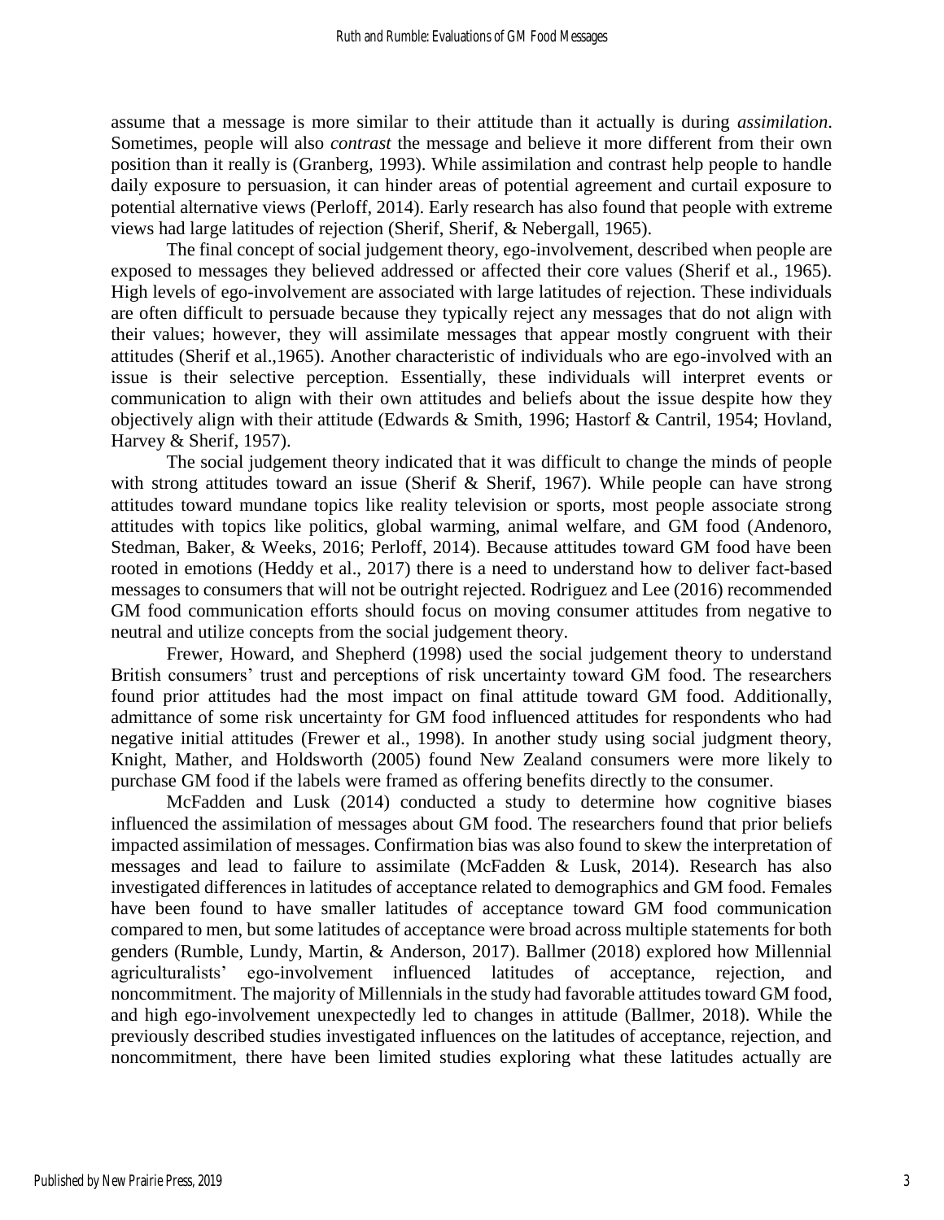assume that a message is more similar to their attitude than it actually is during *assimilation*. Sometimes, people will also *contrast* the message and believe it more different from their own position than it really is (Granberg, 1993). While assimilation and contrast help people to handle daily exposure to persuasion, it can hinder areas of potential agreement and curtail exposure to potential alternative views (Perloff, 2014). Early research has also found that people with extreme views had large latitudes of rejection (Sherif, Sherif, & Nebergall, 1965).

The final concept of social judgement theory, ego-involvement, described when people are exposed to messages they believed addressed or affected their core values (Sherif et al., 1965). High levels of ego-involvement are associated with large latitudes of rejection. These individuals are often difficult to persuade because they typically reject any messages that do not align with their values; however, they will assimilate messages that appear mostly congruent with their attitudes (Sherif et al.,1965). Another characteristic of individuals who are ego-involved with an issue is their selective perception. Essentially, these individuals will interpret events or communication to align with their own attitudes and beliefs about the issue despite how they objectively align with their attitude (Edwards & Smith, 1996; Hastorf & Cantril, 1954; Hovland, Harvey & Sherif, 1957).

The social judgement theory indicated that it was difficult to change the minds of people with strong attitudes toward an issue (Sherif & Sherif, 1967). While people can have strong attitudes toward mundane topics like reality television or sports, most people associate strong attitudes with topics like politics, global warming, animal welfare, and GM food (Andenoro, Stedman, Baker, & Weeks, 2016; Perloff, 2014). Because attitudes toward GM food have been rooted in emotions (Heddy et al., 2017) there is a need to understand how to deliver fact-based messages to consumers that will not be outright rejected. Rodriguez and Lee (2016) recommended GM food communication efforts should focus on moving consumer attitudes from negative to neutral and utilize concepts from the social judgement theory.

Frewer, Howard, and Shepherd (1998) used the social judgement theory to understand British consumers' trust and perceptions of risk uncertainty toward GM food. The researchers found prior attitudes had the most impact on final attitude toward GM food. Additionally, admittance of some risk uncertainty for GM food influenced attitudes for respondents who had negative initial attitudes (Frewer et al., 1998). In another study using social judgment theory, Knight, Mather, and Holdsworth (2005) found New Zealand consumers were more likely to purchase GM food if the labels were framed as offering benefits directly to the consumer.

McFadden and Lusk (2014) conducted a study to determine how cognitive biases influenced the assimilation of messages about GM food. The researchers found that prior beliefs impacted assimilation of messages. Confirmation bias was also found to skew the interpretation of messages and lead to failure to assimilate (McFadden & Lusk, 2014). Research has also investigated differences in latitudes of acceptance related to demographics and GM food. Females have been found to have smaller latitudes of acceptance toward GM food communication compared to men, but some latitudes of acceptance were broad across multiple statements for both genders (Rumble, Lundy, Martin, & Anderson, 2017). Ballmer (2018) explored how Millennial agriculturalists' ego-involvement influenced latitudes of acceptance, rejection, and noncommitment. The majority of Millennials in the study had favorable attitudes toward GM food, and high ego-involvement unexpectedly led to changes in attitude (Ballmer, 2018). While the previously described studies investigated influences on the latitudes of acceptance, rejection, and noncommitment, there have been limited studies exploring what these latitudes actually are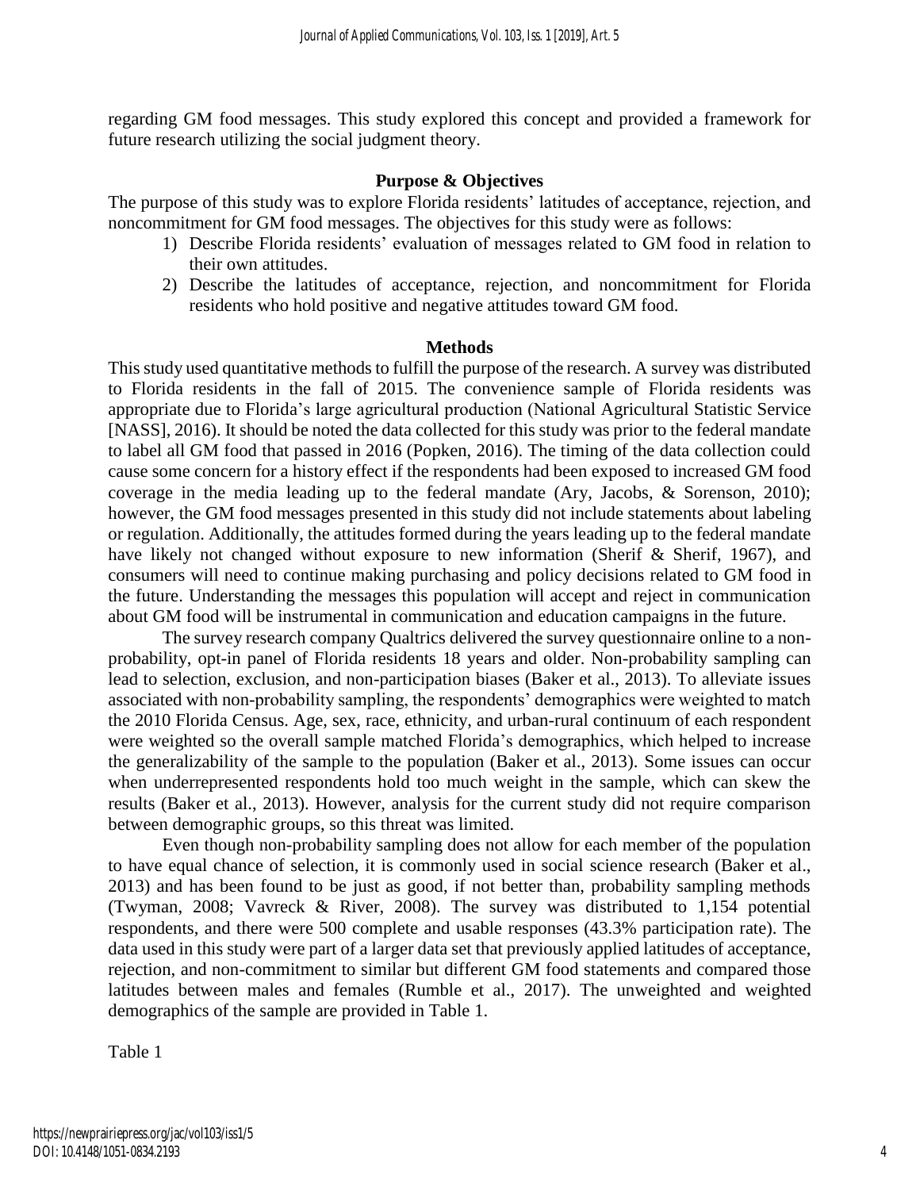regarding GM food messages. This study explored this concept and provided a framework for future research utilizing the social judgment theory.

## Purpose & Objectives

The purpose of this study was to explore Florida residents' latitudes of acceptance, rejection, and noncommitment for GM food messages. The objectives for this study were as follows:

1) Describe Florida residents' evaluation of messages related to GM food in relation to their own attitudes.
2) Describe the latitudes of acceptance, rejection, and noncommitment for Florida residents who hold positive and negative attitudes toward GM food.

## Methods

This study used quantitative methods to fulfill the purpose of the research. A survey was distributed to Florida residents in the fall of 2015. The convenience sample of Florida residents was appropriate due to Florida's large agricultural production (National Agricultural Statistic Service [NASS], 2016). It should be noted the data collected for this study was prior to the federal mandate to label all GM food that passed in 2016 (Popken, 2016). The timing of the data collection could cause some concern for a history effect if the respondents had been exposed to increased GM food coverage in the media leading up to the federal mandate (Ary, Jacobs, & Sorenson, 2010); however, the GM food messages presented in this study did not include statements about labeling or regulation. Additionally, the attitudes formed during the years leading up to the federal mandate have likely not changed without exposure to new information (Sherif & Sherif, 1967), and consumers will need to continue making purchasing and policy decisions related to GM food in the future. Understanding the messages this population will accept and reject in communication about GM food will be instrumental in communication and education campaigns in the future.

The survey research company Qualtrics delivered the survey questionnaire online to a non-probability, opt-in panel of Florida residents 18 years and older. Non-probability sampling can lead to selection, exclusion, and non-participation biases (Baker et al., 2013). To alleviate issues associated with non-probability sampling, the respondents' demographics were weighted to match the 2010 Florida Census. Age, sex, race, ethnicity, and urban-rural continuum of each respondent were weighted so the overall sample matched Florida's demographics, which helped to increase the generalizability of the sample to the population (Baker et al., 2013). Some issues can occur when underrepresented respondents hold too much weight in the sample, which can skew the results (Baker et al., 2013). However, analysis for the current study did not require comparison between demographic groups, so this threat was limited.

Even though non-probability sampling does not allow for each member of the population to have equal chance of selection, it is commonly used in social science research (Baker et al., 2013) and has been found to be just as good, if not better than, probability sampling methods (Twyman, 2008; Vavreck & River, 2008). The survey was distributed to 1,154 potential respondents, and there were 500 complete and usable responses (43.3% participation rate). The data used in this study were part of a larger data set that previously applied latitudes of acceptance, rejection, and non-commitment to similar but different GM food statements and compared those latitudes between males and females (Rumble et al., 2017). The unweighted and weighted demographics of the sample are provided in Table 1.

Table 1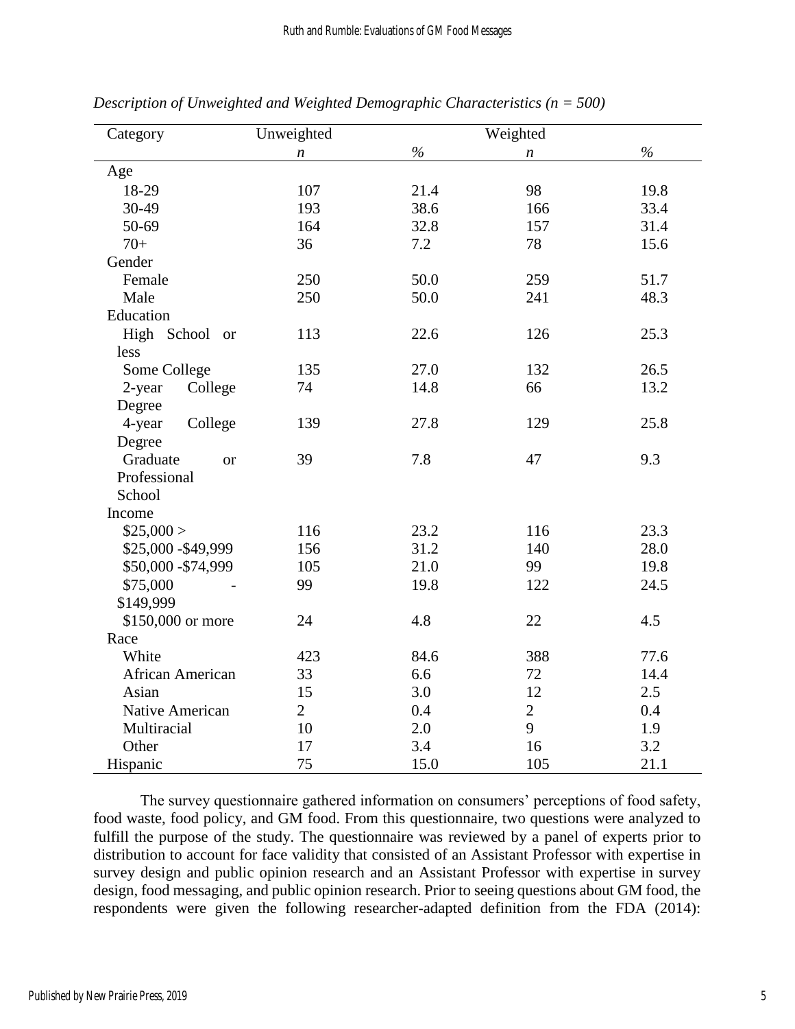*Description of Unweighted and Weighted Demographic Characteristics (n = 500)*

| Category | Unweighted | | Weighted | |
|---|---|---|---|---|
| | *n* | *%* | *n* | *%* |
| Age | | | | |
| 18-29 | 107 | 21.4 | 98 | 19.8 |
| 30-49 | 193 | 38.6 | 166 | 33.4 |
| 50-69 | 164 | 32.8 | 157 | 31.4 |
| 70+ | 36 | 7.2 | 78 | 15.6 |
| Gender | | | | |
| Female | 250 | 50.0 | 259 | 51.7 |
| Male | 250 | 50.0 | 241 | 48.3 |
| Education | | | | |
| High School or less | 113 | 22.6 | 126 | 25.3 |
| Some College | 135 | 27.0 | 132 | 26.5 |
| 2-year College Degree | 74 | 14.8 | 66 | 13.2 |
| 4-year College Degree | 139 | 27.8 | 129 | 25.8 |
| Graduate or Professional School | 39 | 7.8 | 47 | 9.3 |
| Income | | | | |
| $25,000 > | 116 | 23.2 | 116 | 23.3 |
| $25,000 -$49,999 | 156 | 31.2 | 140 | 28.0 |
| $50,000 -$74,999 | 105 | 21.0 | 99 | 19.8 |
| $75,000 - $149,999 | 99 | 19.8 | 122 | 24.5 |
| $150,000 or more | 24 | 4.8 | 22 | 4.5 |
| Race | | | | |
| White | 423 | 84.6 | 388 | 77.6 |
| African American | 33 | 6.6 | 72 | 14.4 |
| Asian | 15 | 3.0 | 12 | 2.5 |
| Native American | 2 | 0.4 | 2 | 0.4 |
| Multiracial | 10 | 2.0 | 9 | 1.9 |
| Other | 17 | 3.4 | 16 | 3.2 |
| Hispanic | 75 | 15.0 | 105 | 21.1 |

The survey questionnaire gathered information on consumers' perceptions of food safety, food waste, food policy, and GM food. From this questionnaire, two questions were analyzed to fulfill the purpose of the study. The questionnaire was reviewed by a panel of experts prior to distribution to account for face validity that consisted of an Assistant Professor with expertise in survey design and public opinion research and an Assistant Professor with expertise in survey design, food messaging, and public opinion research. Prior to seeing questions about GM food, the respondents were given the following researcher-adapted definition from the FDA (2014):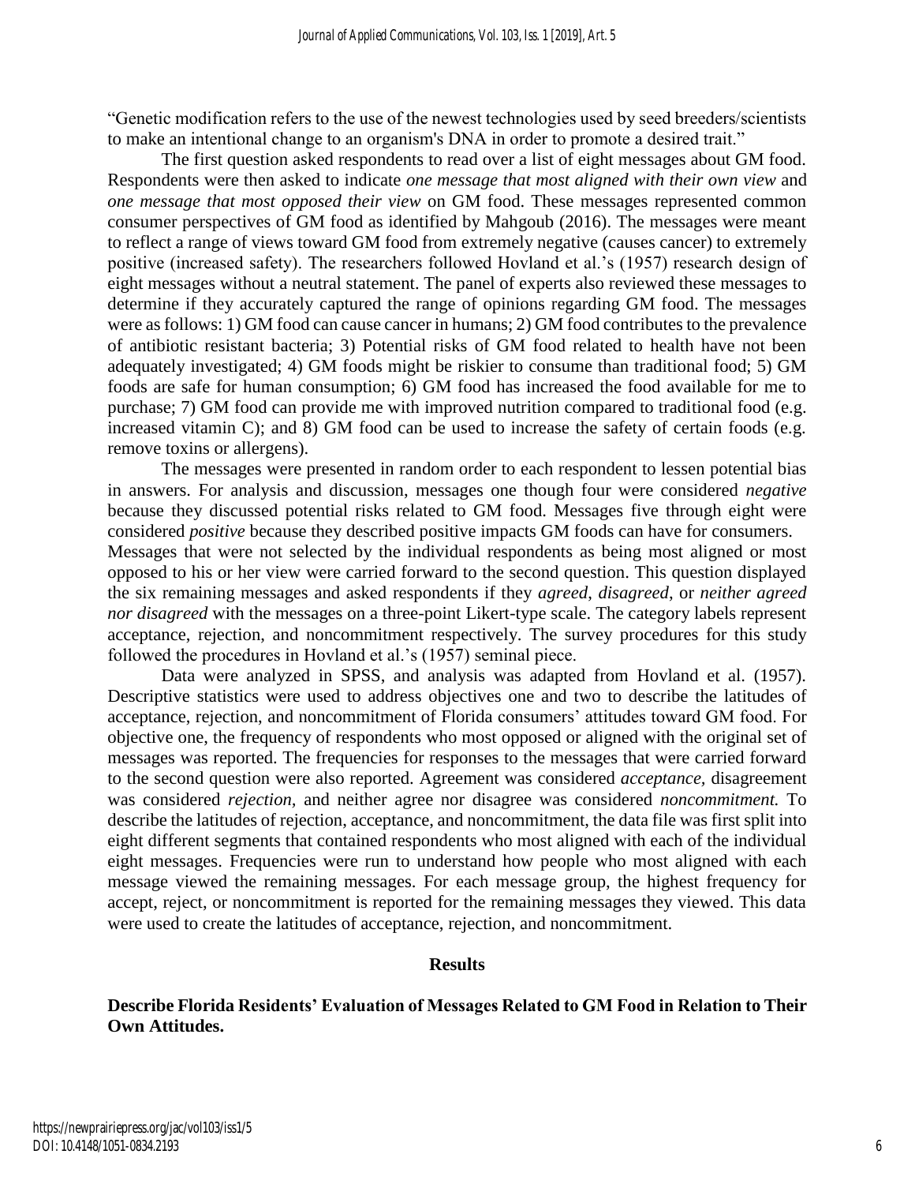"Genetic modification refers to the use of the newest technologies used by seed breeders/scientists to make an intentional change to an organism's DNA in order to promote a desired trait."

The first question asked respondents to read over a list of eight messages about GM food. Respondents were then asked to indicate *one message that most aligned with their own view* and *one message that most opposed their view* on GM food. These messages represented common consumer perspectives of GM food as identified by Mahgoub (2016). The messages were meant to reflect a range of views toward GM food from extremely negative (causes cancer) to extremely positive (increased safety). The researchers followed Hovland et al.'s (1957) research design of eight messages without a neutral statement. The panel of experts also reviewed these messages to determine if they accurately captured the range of opinions regarding GM food. The messages were as follows: 1) GM food can cause cancer in humans; 2) GM food contributes to the prevalence of antibiotic resistant bacteria; 3) Potential risks of GM food related to health have not been adequately investigated; 4) GM foods might be riskier to consume than traditional food; 5) GM foods are safe for human consumption; 6) GM food has increased the food available for me to purchase; 7) GM food can provide me with improved nutrition compared to traditional food (e.g. increased vitamin C); and 8) GM food can be used to increase the safety of certain foods (e.g. remove toxins or allergens).

The messages were presented in random order to each respondent to lessen potential bias in answers. For analysis and discussion, messages one though four were considered *negative* because they discussed potential risks related to GM food. Messages five through eight were considered *positive* because they described positive impacts GM foods can have for consumers.

Messages that were not selected by the individual respondents as being most aligned or most opposed to his or her view were carried forward to the second question. This question displayed the six remaining messages and asked respondents if they *agreed*, *disagreed*, or *neither agreed nor disagreed* with the messages on a three-point Likert-type scale. The category labels represent acceptance, rejection, and noncommitment respectively. The survey procedures for this study followed the procedures in Hovland et al.'s (1957) seminal piece.

Data were analyzed in SPSS, and analysis was adapted from Hovland et al. (1957). Descriptive statistics were used to address objectives one and two to describe the latitudes of acceptance, rejection, and noncommitment of Florida consumers' attitudes toward GM food. For objective one, the frequency of respondents who most opposed or aligned with the original set of messages was reported. The frequencies for responses to the messages that were carried forward to the second question were also reported. Agreement was considered *acceptance,* disagreement was considered *rejection,* and neither agree nor disagree was considered *noncommitment.* To describe the latitudes of rejection, acceptance, and noncommitment, the data file was first split into eight different segments that contained respondents who most aligned with each of the individual eight messages. Frequencies were run to understand how people who most aligned with each message viewed the remaining messages. For each message group, the highest frequency for accept, reject, or noncommitment is reported for the remaining messages they viewed. This data were used to create the latitudes of acceptance, rejection, and noncommitment.

## Results

### Describe Florida Residents' Evaluation of Messages Related to GM Food in Relation to Their Own Attitudes.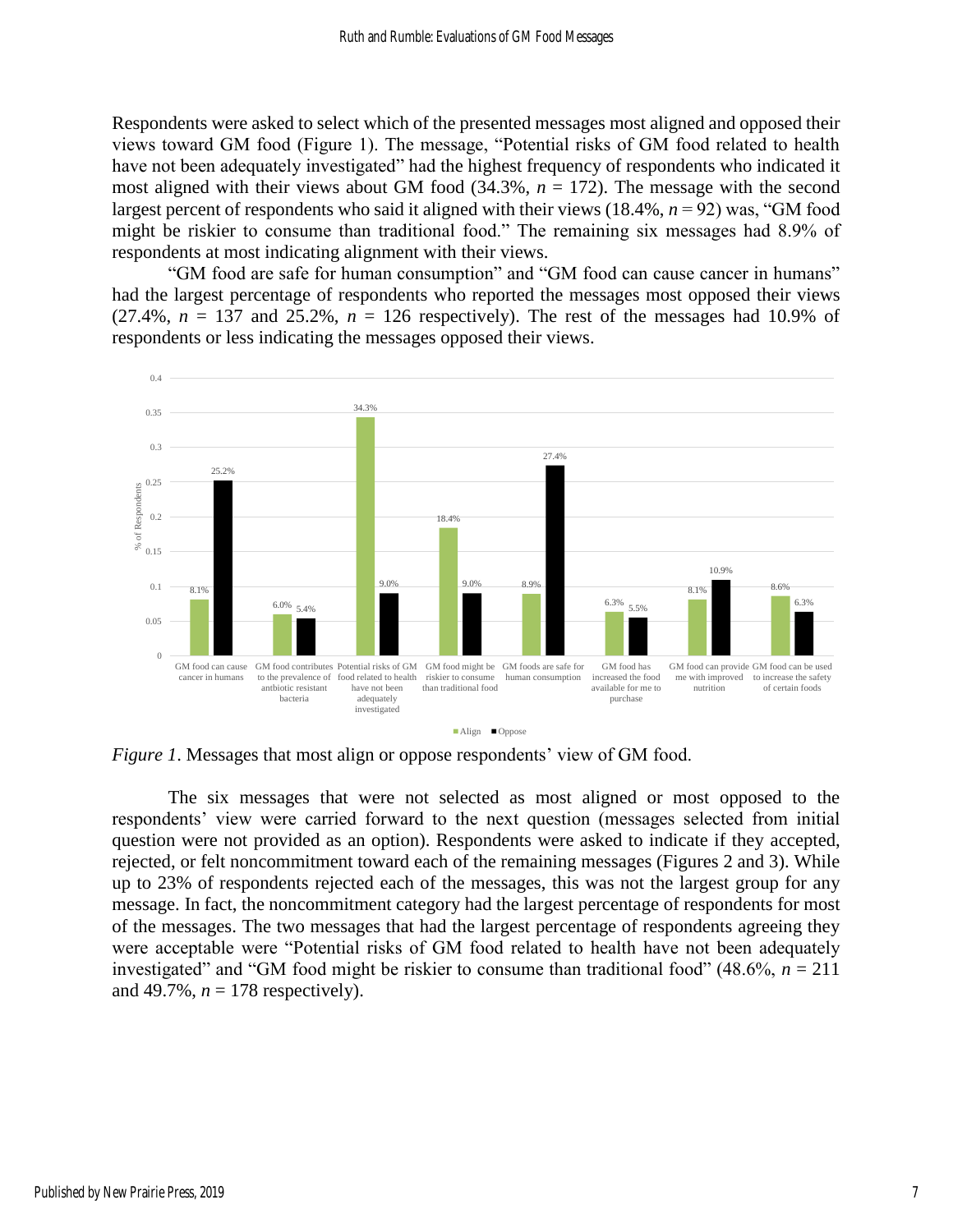Respondents were asked to select which of the presented messages most aligned and opposed their views toward GM food (Figure 1). The message, "Potential risks of GM food related to health have not been adequately investigated" had the highest frequency of respondents who indicated it most aligned with their views about GM food (34.3%, *n* = 172). The message with the second largest percent of respondents who said it aligned with their views (18.4%, *n* = 92) was, "GM food might be riskier to consume than traditional food." The remaining six messages had 8.9% of respondents at most indicating alignment with their views.

"GM food are safe for human consumption" and "GM food can cause cancer in humans" had the largest percentage of respondents who reported the messages most opposed their views (27.4%, *n* = 137 and 25.2%, *n* = 126 respectively). The rest of the messages had 10.9% of respondents or less indicating the messages opposed their views.

| Message | Align | Oppose |
|---|---|---|
| GM food can cause cancer in humans | 8.1% | 25.2% |
| GM food contributes to the prevalence of antbiotic resistant bacteria | 6.0% | 5.4% |
| Potential risks of GM food related to health have not been adequately investigated | 34.3% | 9.0% |
| GM food might be riskier to consume than traditional food | 18.4% | 9.0% |
| GM foods are safe for human consumption | 8.9% | 27.4% |
| GM food has increased the food available for me to purchase | 6.3% | 5.5% |
| GM food can provide me with improved nutrition | 8.1% | 10.9% |
| GM food can be used to increase the safety of certain foods | 8.6% | 6.3% |

*Figure 1*. Messages that most align or oppose respondents' view of GM food.

The six messages that were not selected as most aligned or most opposed to the respondents' view were carried forward to the next question (messages selected from initial question were not provided as an option). Respondents were asked to indicate if they accepted, rejected, or felt noncommitment toward each of the remaining messages (Figures 2 and 3). While up to 23% of respondents rejected each of the messages, this was not the largest group for any message. In fact, the noncommitment category had the largest percentage of respondents for most of the messages. The two messages that had the largest percentage of respondents agreeing they were acceptable were "Potential risks of GM food related to health have not been adequately investigated" and "GM food might be riskier to consume than traditional food" (48.6%, *n* = 211 and 49.7%, *n* = 178 respectively).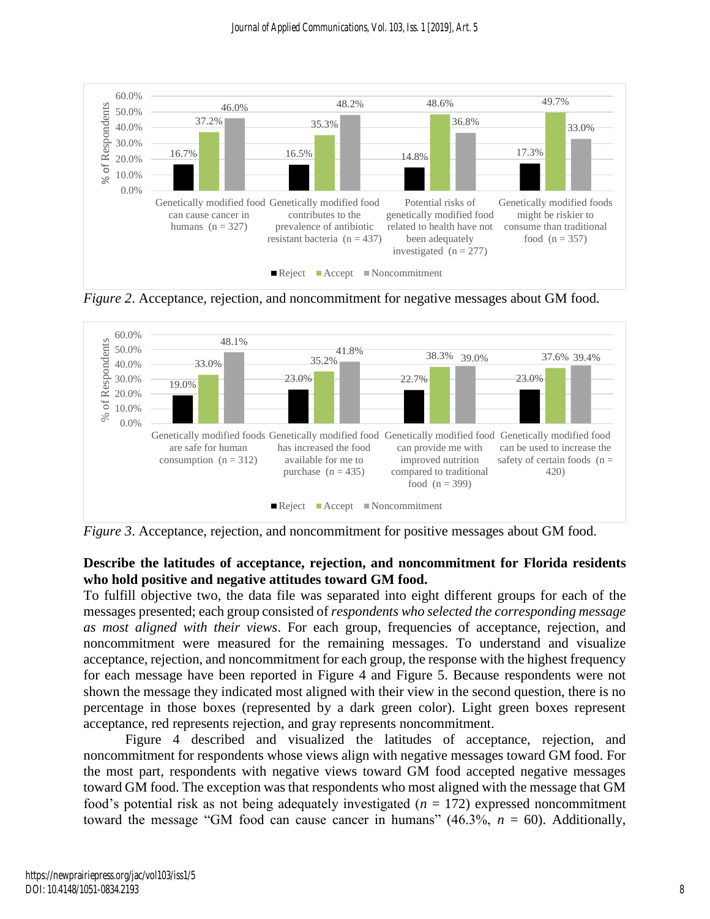| | Reject | Accept | Noncommitment |
|---|---|---|---|
| Genetically modified food can cause cancer in humans (n = 327) | 16.7% | 37.2% | 46.0% |
| Genetically modified food contributes to the prevalence of antibiotic resistant bacteria (n = 437) | 16.5% | 35.3% | 48.2% |
| Potential risks of genetically modified food related to health have not been adequately investigated (n = 277) | 14.8% | 48.6% | 36.8% |
| Genetically modified foods might be riskier to consume than traditional food (n = 357) | 17.3% | 49.7% | 33.0% |

*Figure 2*. Acceptance, rejection, and noncommitment for negative messages about GM food.

| | Reject | Accept | Noncommitment |
|---|---|---|---|
| Genetically modified foods are safe for human consumption (n = 312) | 19.0% | 33.0% | 48.1% |
| Genetically modified food has increased the food available for me to purchase (n = 435) | 23.0% | 35.2% | 41.8% |
| Genetically modified food can provide me with improved nutrition compared to traditional food (n = 399) | 22.7% | 38.3% | 39.0% |
| Genetically modified food can be used to increase the safety of certain foods (n = 420) | 23.0% | 37.6% | 39.4% |

*Figure 3*. Acceptance, rejection, and noncommitment for positive messages about GM food.

**Describe the latitudes of acceptance, rejection, and noncommitment for Florida residents who hold positive and negative attitudes toward GM food.**

To fulfill objective two, the data file was separated into eight different groups for each of the messages presented; each group consisted of *respondents who selected the corresponding message as most aligned with their views*. For each group, frequencies of acceptance, rejection, and noncommitment were measured for the remaining messages. To understand and visualize acceptance, rejection, and noncommitment for each group, the response with the highest frequency for each message have been reported in Figure 4 and Figure 5. Because respondents were not shown the message they indicated most aligned with their view in the second question, there is no percentage in those boxes (represented by a dark green color). Light green boxes represent acceptance, red represents rejection, and gray represents noncommitment.

Figure 4 described and visualized the latitudes of acceptance, rejection, and noncommitment for respondents whose views align with negative messages toward GM food. For the most part, respondents with negative views toward GM food accepted negative messages toward GM food. The exception was that respondents who most aligned with the message that GM food's potential risk as not being adequately investigated ($n$ = 172) expressed noncommitment toward the message "GM food can cause cancer in humans" (46.3%, $n$ = 60). Additionally,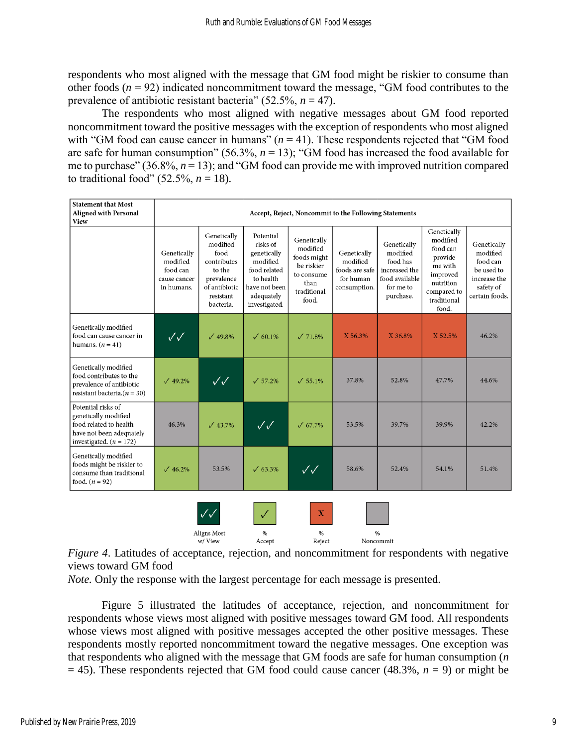respondents who most aligned with the message that GM food might be riskier to consume than other foods ($n$ = 92) indicated noncommitment toward the message, "GM food contributes to the prevalence of antibiotic resistant bacteria" (52.5%, $n$ = 47).

The respondents who most aligned with negative messages about GM food reported noncommitment toward the positive messages with the exception of respondents who most aligned with "GM food can cause cancer in humans" ($n$ = 41). These respondents rejected that "GM food are safe for human consumption" (56.3%, $n$ = 13); "GM food has increased the food available for me to purchase" (36.8%, $n$ = 13); and "GM food can provide me with improved nutrition compared to traditional food" (52.5%, $n$ = 18).

| Statement that Most Aligned with Personal View | Accept, Reject, Noncommit to the Following Statements | | | | | | | |
|---|---|---|---|---|---|---|---|---|
| | Genetically modified food can cause cancer in humans. | Genetically modified food contributes to the prevalence of antibiotic resistant bacteria. | Potential risks of genetically modified food related to health have not been adequately investigated. | Genetically modified foods might be riskier to consume than traditional food. | Genetically modified foods are safe for human consumption. | Genetically modified food has increased the food available for me to purchase. | Genetically modified food can provide me with improved nutrition compared to traditional food. | Genetically modified food can be used to increase the safety of certain foods. |
| Genetically modified food can cause cancer in humans. ($n$ = 41) | ✓✓ | ✓ 49.8% | ✓ 60.1% | ✓ 71.8% | X 56.3% | X 36.8% | X 52.5% | 46.2% |
| Genetically modified food contributes to the prevalence of antibiotic resistant bacteria. ($n$ = 30) | ✓ 49.2% | ✓✓ | ✓ 57.2% | ✓ 55.1% | 37.8% | 52.8% | 47.7% | 44.6% |
| Potential risks of genetically modified food related to health have not been adequately investigated. ($n$ = 172) | 46.3% | ✓ 43.7% | ✓✓ | ✓ 67.7% | 53.5% | 39.7% | 39.9% | 42.2% |
| Genetically modified foods might be riskier to consume than traditional food. ($n$ = 92) | ✓ 46.2% | 53.5% | ✓ 63.3% | ✓✓ | 58.6% | 52.4% | 54.1% | 51.4% |

Legend: ✓✓ Aligns Most w/ View; ✓ % Accept; X % Reject; (gray) % Noncommit

*Figure 4*. Latitudes of acceptance, rejection, and noncommitment for respondents with negative views toward GM food

*Note.* Only the response with the largest percentage for each message is presented.

Figure 5 illustrated the latitudes of acceptance, rejection, and noncommitment for respondents whose views most aligned with positive messages toward GM food. All respondents whose views most aligned with positive messages accepted the other positive messages. These respondents mostly reported noncommitment toward the negative messages. One exception was that respondents who aligned with the message that GM foods are safe for human consumption ($n$ = 45). These respondents rejected that GM food could cause cancer (48.3%, $n$ = 9) or might be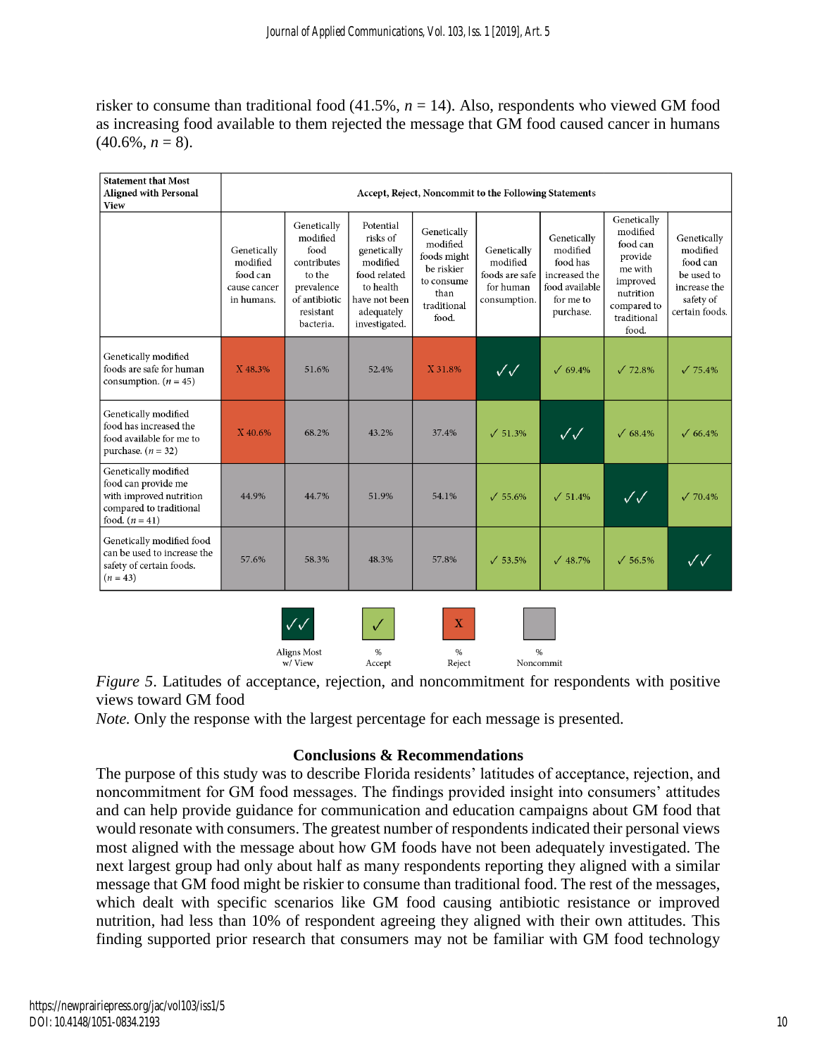risker to consume than traditional food (41.5%, $n$ = 14). Also, respondents who viewed GM food as increasing food available to them rejected the message that GM food caused cancer in humans (40.6%, $n$ = 8).

| Statement that Most Aligned with Personal View | Accept, Reject, Noncommit to the Following Statements | | | | | | | |
|---|---|---|---|---|---|---|---|---|
| | Genetically modified food can cause cancer in humans. | Genetically modified food contributes to the prevalence of antibiotic resistant bacteria. | Potential risks of genetically modified food related to health have not been adequately investigated. | Genetically modified foods might be riskier to consume than traditional food. | Genetically modified foods are safe for human consumption. | Genetically modified food has increased the food available for me to purchase. | Genetically modified food can provide me with improved nutrition compared to traditional food. | Genetically modified food can be used to increase the safety of certain foods. |
| Genetically modified foods are safe for human consumption. ($n$ = 45) | X 48.3% | 51.6% | 52.4% | X 31.8% | ✓✓ | ✓ 69.4% | ✓ 72.8% | ✓ 75.4% |
| Genetically modified food has increased the food available for me to purchase. ($n$ = 32) | X 40.6% | 68.2% | 43.2% | 37.4% | ✓ 51.3% | ✓✓ | ✓ 68.4% | ✓ 66.4% |
| Genetically modified food can provide me with improved nutrition compared to traditional food. ($n$ = 41) | 44.9% | 44.7% | 51.9% | 54.1% | ✓ 55.6% | ✓ 51.4% | ✓✓ | ✓ 70.4% |
| Genetically modified food can be used to increase the safety of certain foods. ($n$ = 43) | 57.6% | 58.3% | 48.3% | 57.8% | ✓ 53.5% | ✓ 48.7% | ✓ 56.5% | ✓✓ |

✓✓ Aligns Most w/ View; ✓ % Accept; X % Reject; (gray) % Noncommit

*Figure 5*. Latitudes of acceptance, rejection, and noncommitment for respondents with positive views toward GM food

*Note.* Only the response with the largest percentage for each message is presented.

## Conclusions & Recommendations

The purpose of this study was to describe Florida residents' latitudes of acceptance, rejection, and noncommitment for GM food messages. The findings provided insight into consumers' attitudes and can help provide guidance for communication and education campaigns about GM food that would resonate with consumers. The greatest number of respondents indicated their personal views most aligned with the message about how GM foods have not been adequately investigated. The next largest group had only about half as many respondents reporting they aligned with a similar message that GM food might be riskier to consume than traditional food. The rest of the messages, which dealt with specific scenarios like GM food causing antibiotic resistance or improved nutrition, had less than 10% of respondent agreeing they aligned with their own attitudes. This finding supported prior research that consumers may not be familiar with GM food technology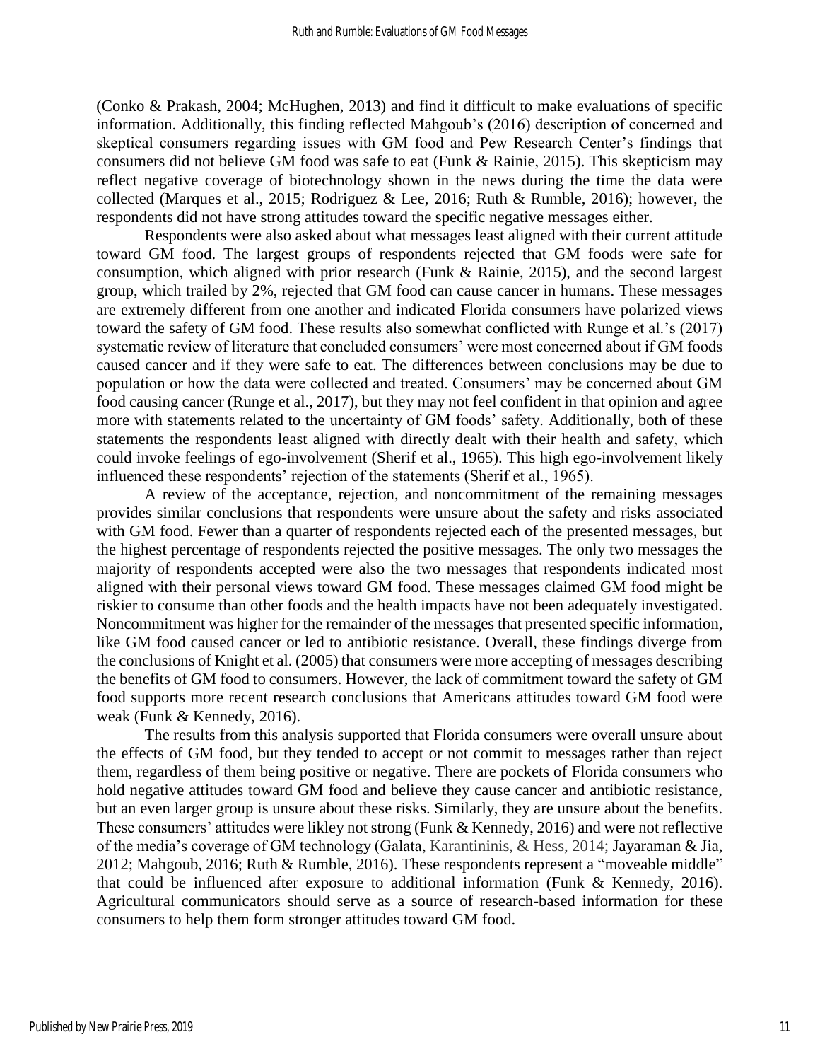(Conko & Prakash, 2004; McHughen, 2013) and find it difficult to make evaluations of specific information. Additionally, this finding reflected Mahgoub's (2016) description of concerned and skeptical consumers regarding issues with GM food and Pew Research Center's findings that consumers did not believe GM food was safe to eat (Funk & Rainie, 2015). This skepticism may reflect negative coverage of biotechnology shown in the news during the time the data were collected (Marques et al., 2015; Rodriguez & Lee, 2016; Ruth & Rumble, 2016); however, the respondents did not have strong attitudes toward the specific negative messages either.

Respondents were also asked about what messages least aligned with their current attitude toward GM food. The largest groups of respondents rejected that GM foods were safe for consumption, which aligned with prior research (Funk & Rainie, 2015), and the second largest group, which trailed by 2%, rejected that GM food can cause cancer in humans. These messages are extremely different from one another and indicated Florida consumers have polarized views toward the safety of GM food. These results also somewhat conflicted with Runge et al.'s (2017) systematic review of literature that concluded consumers' were most concerned about if GM foods caused cancer and if they were safe to eat. The differences between conclusions may be due to population or how the data were collected and treated. Consumers' may be concerned about GM food causing cancer (Runge et al., 2017), but they may not feel confident in that opinion and agree more with statements related to the uncertainty of GM foods' safety. Additionally, both of these statements the respondents least aligned with directly dealt with their health and safety, which could invoke feelings of ego-involvement (Sherif et al., 1965). This high ego-involvement likely influenced these respondents' rejection of the statements (Sherif et al., 1965).

A review of the acceptance, rejection, and noncommitment of the remaining messages provides similar conclusions that respondents were unsure about the safety and risks associated with GM food. Fewer than a quarter of respondents rejected each of the presented messages, but the highest percentage of respondents rejected the positive messages. The only two messages the majority of respondents accepted were also the two messages that respondents indicated most aligned with their personal views toward GM food. These messages claimed GM food might be riskier to consume than other foods and the health impacts have not been adequately investigated. Noncommitment was higher for the remainder of the messages that presented specific information, like GM food caused cancer or led to antibiotic resistance. Overall, these findings diverge from the conclusions of Knight et al. (2005) that consumers were more accepting of messages describing the benefits of GM food to consumers. However, the lack of commitment toward the safety of GM food supports more recent research conclusions that Americans attitudes toward GM food were weak (Funk & Kennedy, 2016).

The results from this analysis supported that Florida consumers were overall unsure about the effects of GM food, but they tended to accept or not commit to messages rather than reject them, regardless of them being positive or negative. There are pockets of Florida consumers who hold negative attitudes toward GM food and believe they cause cancer and antibiotic resistance, but an even larger group is unsure about these risks. Similarly, they are unsure about the benefits. These consumers' attitudes were likley not strong (Funk & Kennedy, 2016) and were not reflective of the media's coverage of GM technology (Galata, Karantininis, & Hess, 2014; Jayaraman & Jia, 2012; Mahgoub, 2016; Ruth & Rumble, 2016). These respondents represent a "moveable middle" that could be influenced after exposure to additional information (Funk & Kennedy, 2016). Agricultural communicators should serve as a source of research-based information for these consumers to help them form stronger attitudes toward GM food.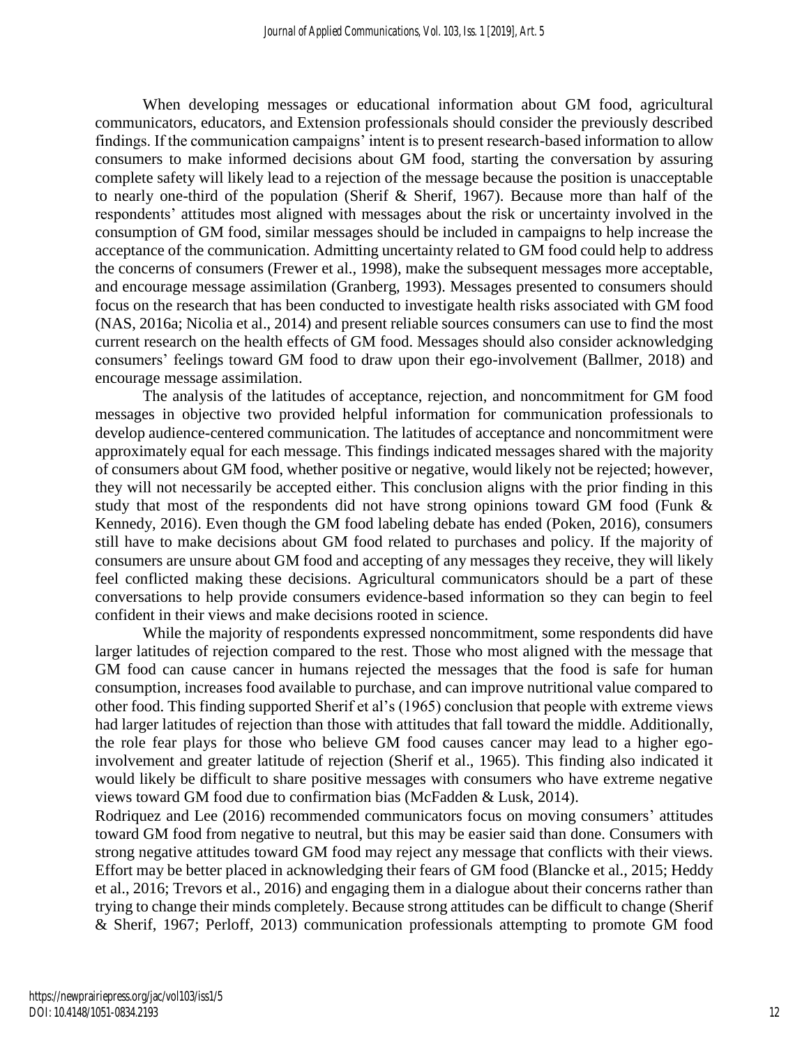When developing messages or educational information about GM food, agricultural communicators, educators, and Extension professionals should consider the previously described findings. If the communication campaigns' intent is to present research-based information to allow consumers to make informed decisions about GM food, starting the conversation by assuring complete safety will likely lead to a rejection of the message because the position is unacceptable to nearly one-third of the population (Sherif & Sherif, 1967). Because more than half of the respondents' attitudes most aligned with messages about the risk or uncertainty involved in the consumption of GM food, similar messages should be included in campaigns to help increase the acceptance of the communication. Admitting uncertainty related to GM food could help to address the concerns of consumers (Frewer et al., 1998), make the subsequent messages more acceptable, and encourage message assimilation (Granberg, 1993). Messages presented to consumers should focus on the research that has been conducted to investigate health risks associated with GM food (NAS, 2016a; Nicolia et al., 2014) and present reliable sources consumers can use to find the most current research on the health effects of GM food. Messages should also consider acknowledging consumers' feelings toward GM food to draw upon their ego-involvement (Ballmer, 2018) and encourage message assimilation.

The analysis of the latitudes of acceptance, rejection, and noncommitment for GM food messages in objective two provided helpful information for communication professionals to develop audience-centered communication. The latitudes of acceptance and noncommitment were approximately equal for each message. This findings indicated messages shared with the majority of consumers about GM food, whether positive or negative, would likely not be rejected; however, they will not necessarily be accepted either. This conclusion aligns with the prior finding in this study that most of the respondents did not have strong opinions toward GM food (Funk & Kennedy, 2016). Even though the GM food labeling debate has ended (Poken, 2016), consumers still have to make decisions about GM food related to purchases and policy. If the majority of consumers are unsure about GM food and accepting of any messages they receive, they will likely feel conflicted making these decisions. Agricultural communicators should be a part of these conversations to help provide consumers evidence-based information so they can begin to feel confident in their views and make decisions rooted in science.

While the majority of respondents expressed noncommitment, some respondents did have larger latitudes of rejection compared to the rest. Those who most aligned with the message that GM food can cause cancer in humans rejected the messages that the food is safe for human consumption, increases food available to purchase, and can improve nutritional value compared to other food. This finding supported Sherif et al's (1965) conclusion that people with extreme views had larger latitudes of rejection than those with attitudes that fall toward the middle. Additionally, the role fear plays for those who believe GM food causes cancer may lead to a higher ego-involvement and greater latitude of rejection (Sherif et al., 1965). This finding also indicated it would likely be difficult to share positive messages with consumers who have extreme negative views toward GM food due to confirmation bias (McFadden & Lusk, 2014).

Rodriquez and Lee (2016) recommended communicators focus on moving consumers' attitudes toward GM food from negative to neutral, but this may be easier said than done. Consumers with strong negative attitudes toward GM food may reject any message that conflicts with their views. Effort may be better placed in acknowledging their fears of GM food (Blancke et al., 2015; Heddy et al., 2016; Trevors et al., 2016) and engaging them in a dialogue about their concerns rather than trying to change their minds completely. Because strong attitudes can be difficult to change (Sherif & Sherif, 1967; Perloff, 2013) communication professionals attempting to promote GM food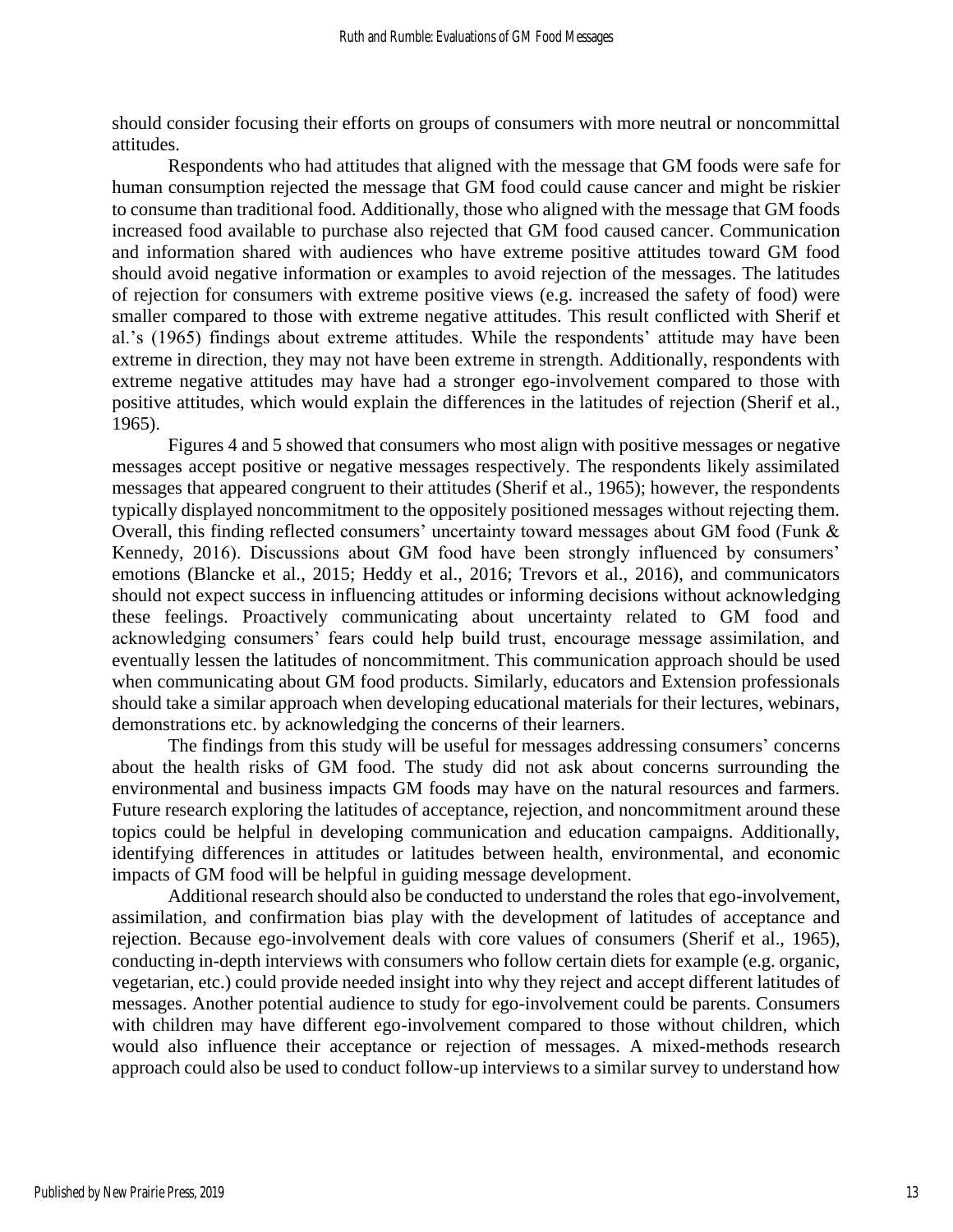should consider focusing their efforts on groups of consumers with more neutral or noncommittal attitudes.

Respondents who had attitudes that aligned with the message that GM foods were safe for human consumption rejected the message that GM food could cause cancer and might be riskier to consume than traditional food. Additionally, those who aligned with the message that GM foods increased food available to purchase also rejected that GM food caused cancer. Communication and information shared with audiences who have extreme positive attitudes toward GM food should avoid negative information or examples to avoid rejection of the messages. The latitudes of rejection for consumers with extreme positive views (e.g. increased the safety of food) were smaller compared to those with extreme negative attitudes. This result conflicted with Sherif et al.'s (1965) findings about extreme attitudes. While the respondents' attitude may have been extreme in direction, they may not have been extreme in strength. Additionally, respondents with extreme negative attitudes may have had a stronger ego-involvement compared to those with positive attitudes, which would explain the differences in the latitudes of rejection (Sherif et al., 1965).

Figures 4 and 5 showed that consumers who most align with positive messages or negative messages accept positive or negative messages respectively. The respondents likely assimilated messages that appeared congruent to their attitudes (Sherif et al., 1965); however, the respondents typically displayed noncommitment to the oppositely positioned messages without rejecting them. Overall, this finding reflected consumers' uncertainty toward messages about GM food (Funk & Kennedy, 2016). Discussions about GM food have been strongly influenced by consumers' emotions (Blancke et al., 2015; Heddy et al., 2016; Trevors et al., 2016), and communicators should not expect success in influencing attitudes or informing decisions without acknowledging these feelings. Proactively communicating about uncertainty related to GM food and acknowledging consumers' fears could help build trust, encourage message assimilation, and eventually lessen the latitudes of noncommitment. This communication approach should be used when communicating about GM food products. Similarly, educators and Extension professionals should take a similar approach when developing educational materials for their lectures, webinars, demonstrations etc. by acknowledging the concerns of their learners.

The findings from this study will be useful for messages addressing consumers' concerns about the health risks of GM food. The study did not ask about concerns surrounding the environmental and business impacts GM foods may have on the natural resources and farmers. Future research exploring the latitudes of acceptance, rejection, and noncommitment around these topics could be helpful in developing communication and education campaigns. Additionally, identifying differences in attitudes or latitudes between health, environmental, and economic impacts of GM food will be helpful in guiding message development.

Additional research should also be conducted to understand the roles that ego-involvement, assimilation, and confirmation bias play with the development of latitudes of acceptance and rejection. Because ego-involvement deals with core values of consumers (Sherif et al., 1965), conducting in-depth interviews with consumers who follow certain diets for example (e.g. organic, vegetarian, etc.) could provide needed insight into why they reject and accept different latitudes of messages. Another potential audience to study for ego-involvement could be parents. Consumers with children may have different ego-involvement compared to those without children, which would also influence their acceptance or rejection of messages. A mixed-methods research approach could also be used to conduct follow-up interviews to a similar survey to understand how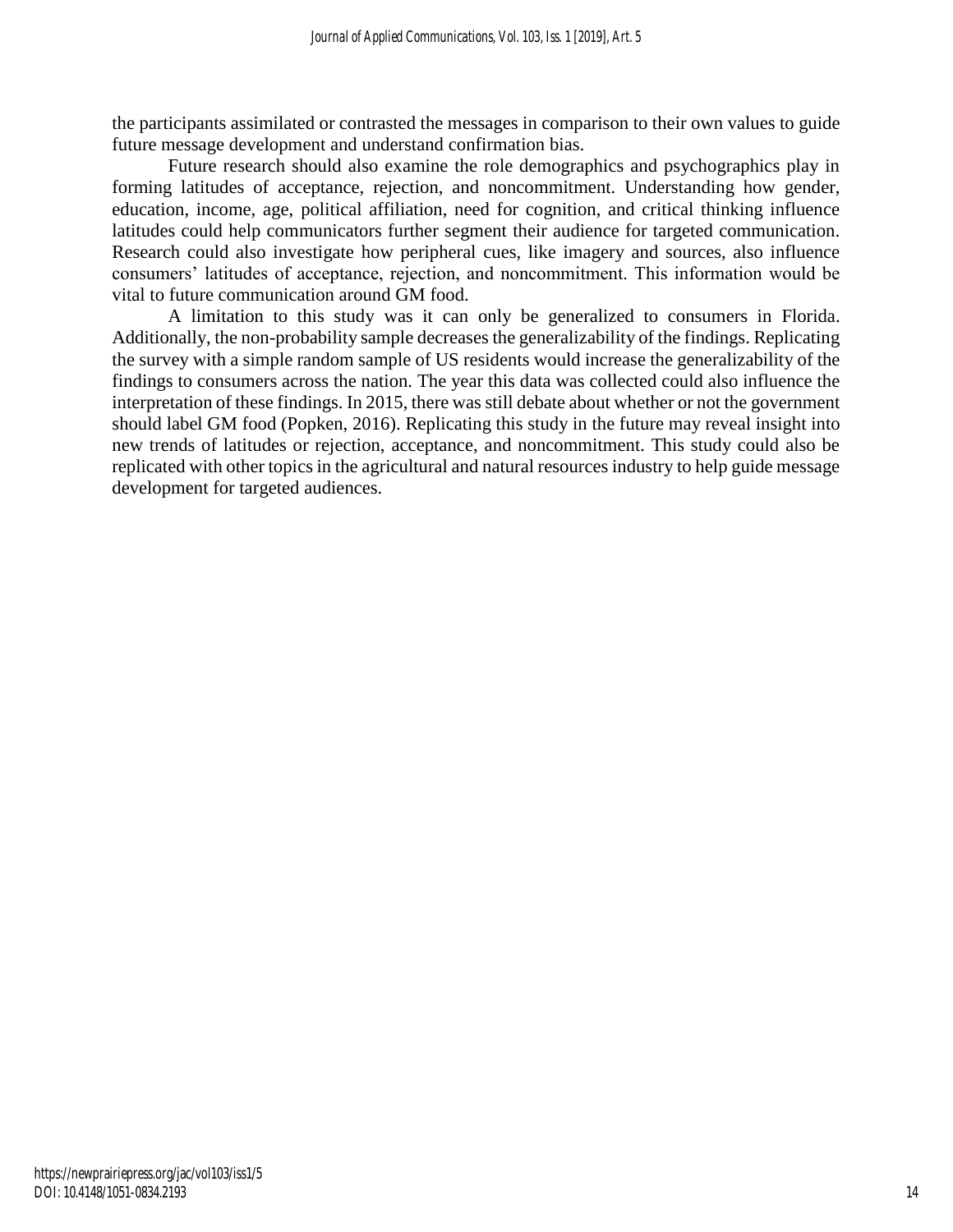the participants assimilated or contrasted the messages in comparison to their own values to guide future message development and understand confirmation bias.

Future research should also examine the role demographics and psychographics play in forming latitudes of acceptance, rejection, and noncommitment. Understanding how gender, education, income, age, political affiliation, need for cognition, and critical thinking influence latitudes could help communicators further segment their audience for targeted communication. Research could also investigate how peripheral cues, like imagery and sources, also influence consumers' latitudes of acceptance, rejection, and noncommitment. This information would be vital to future communication around GM food.

A limitation to this study was it can only be generalized to consumers in Florida. Additionally, the non-probability sample decreases the generalizability of the findings. Replicating the survey with a simple random sample of US residents would increase the generalizability of the findings to consumers across the nation. The year this data was collected could also influence the interpretation of these findings. In 2015, there was still debate about whether or not the government should label GM food (Popken, 2016). Replicating this study in the future may reveal insight into new trends of latitudes or rejection, acceptance, and noncommitment. This study could also be replicated with other topics in the agricultural and natural resources industry to help guide message development for targeted audiences.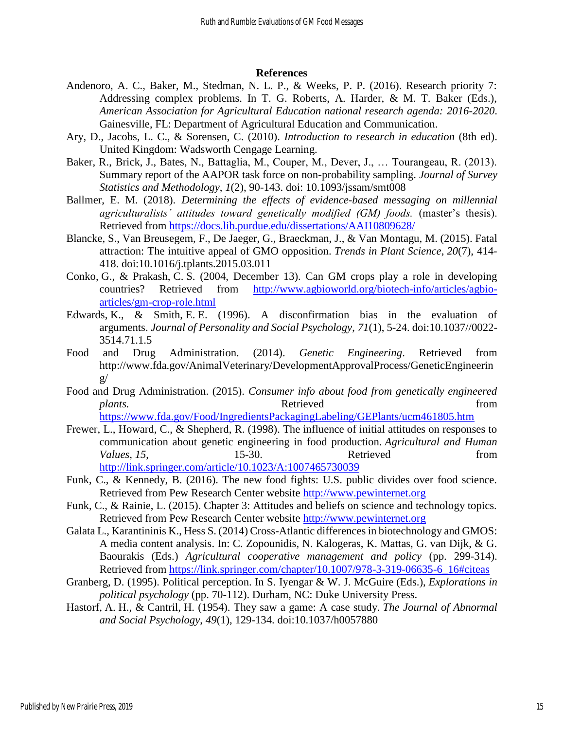## References

Andenoro, A. C., Baker, M., Stedman, N. L. P., & Weeks, P. P. (2016). Research priority 7: Addressing complex problems. In T. G. Roberts, A. Harder, & M. T. Baker (Eds.), *American Association for Agricultural Education national research agenda: 2016-2020*. Gainesville, FL: Department of Agricultural Education and Communication.

Ary, D., Jacobs, L. C., & Sorensen, C. (2010). *Introduction to research in education* (8th ed). United Kingdom: Wadsworth Cengage Learning.

Baker, R., Brick, J., Bates, N., Battaglia, M., Couper, M., Dever, J., … Tourangeau, R. (2013). Summary report of the AAPOR task force on non-probability sampling. *Journal of Survey Statistics and Methodology*, *1*(2), 90-143. doi: 10.1093/jssam/smt008

Ballmer, E. M. (2018). *Determining the effects of evidence-based messaging on millennial agriculturalists' attitudes toward genetically modified (GM) foods.* (master's thesis). Retrieved from https://docs.lib.purdue.edu/dissertations/AAI10809628/

Blancke, S., Van Breusegem, F., De Jaeger, G., Braeckman, J., & Van Montagu, M. (2015). Fatal attraction: The intuitive appeal of GMO opposition. *Trends in Plant Science*, *20*(7), 414-418. doi:10.1016/j.tplants.2015.03.011

Conko, G., & Prakash, C. S. (2004, December 13). Can GM crops play a role in developing countries? Retrieved from http://www.agbioworld.org/biotech-info/articles/agbio-articles/gm-crop-role.html

Edwards, K., & Smith, E. E. (1996). A disconfirmation bias in the evaluation of arguments. *Journal of Personality and Social Psychology*, *71*(1), 5-24. doi:10.1037//0022-3514.71.1.5

Food and Drug Administration. (2014). *Genetic Engineering*. Retrieved from http://www.fda.gov/AnimalVeterinary/DevelopmentApprovalProcess/GeneticEngineering/

Food and Drug Administration. (2015). *Consumer info about food from genetically engineered plants.* Retrieved from https://www.fda.gov/Food/IngredientsPackagingLabeling/GEPlants/ucm461805.htm

Frewer, L., Howard, C., & Shepherd, R. (1998). The influence of initial attitudes on responses to communication about genetic engineering in food production. *Agricultural and Human Values*, *15*, 15-30. Retrieved from http://link.springer.com/article/10.1023/A:1007465730039

Funk, C., & Kennedy, B. (2016). The new food fights: U.S. public divides over food science. Retrieved from Pew Research Center website http://www.pewinternet.org

Funk, C., & Rainie, L. (2015). Chapter 3: Attitudes and beliefs on science and technology topics. Retrieved from Pew Research Center website http://www.pewinternet.org

Galata L., Karantininis K., Hess S. (2014) Cross-Atlantic differences in biotechnology and GMOS: A media content analysis. In: C. Zopounidis, N. Kalogeras, K. Mattas, G. van Dijk, & G. Baourakis (Eds.) *Agricultural cooperative management and policy* (pp. 299-314). Retrieved from https://link.springer.com/chapter/10.1007/978-3-319-06635-6_16#citeas

Granberg, D. (1995). Political perception. In S. Iyengar & W. J. McGuire (Eds.), *Explorations in political psychology* (pp. 70-112). Durham, NC: Duke University Press.

Hastorf, A. H., & Cantril, H. (1954). They saw a game: A case study. *The Journal of Abnormal and Social Psychology*, *49*(1), 129-134. doi:10.1037/h0057880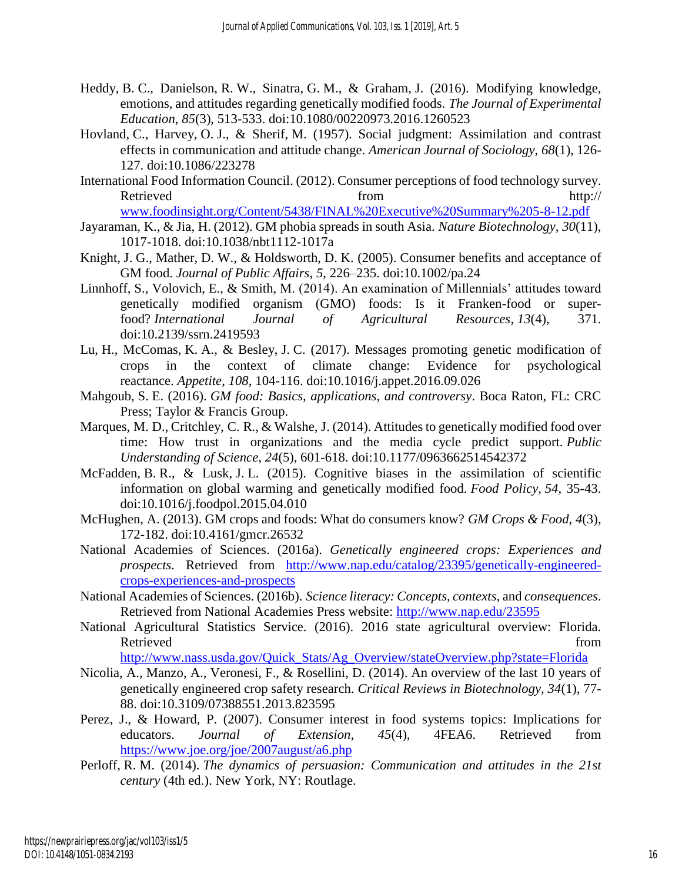Heddy, B. C., Danielson, R. W., Sinatra, G. M., & Graham, J. (2016). Modifying knowledge, emotions, and attitudes regarding genetically modified foods. *The Journal of Experimental Education*, *85*(3), 513-533. doi:10.1080/00220973.2016.1260523

Hovland, C., Harvey, O. J., & Sherif, M. (1957). Social judgment: Assimilation and contrast effects in communication and attitude change. *American Journal of Sociology*, *68*(1), 126-127. doi:10.1086/223278

International Food Information Council. (2012). Consumer perceptions of food technology survey. Retrieved from http:// www.foodinsight.org/Content/5438/FINAL%20Executive%20Summary%205-8-12.pdf

Jayaraman, K., & Jia, H. (2012). GM phobia spreads in south Asia. *Nature Biotechnology*, *30*(11), 1017-1018. doi:10.1038/nbt1112-1017a

Knight, J. G., Mather, D. W., & Holdsworth, D. K. (2005). Consumer benefits and acceptance of GM food. *Journal of Public Affairs*, *5*, 226–235. doi:10.1002/pa.24

Linnhoff, S., Volovich, E., & Smith, M. (2014). An examination of Millennials' attitudes toward genetically modified organism (GMO) foods: Is it Franken-food or super-food? *International Journal of Agricultural Resources*, *13*(4), 371. doi:10.2139/ssrn.2419593

Lu, H., McComas, K. A., & Besley, J. C. (2017). Messages promoting genetic modification of crops in the context of climate change: Evidence for psychological reactance. *Appetite*, *108*, 104-116. doi:10.1016/j.appet.2016.09.026

Mahgoub, S. E. (2016). *GM food: Basics, applications, and controversy*. Boca Raton, FL: CRC Press; Taylor & Francis Group.

Marques, M. D., Critchley, C. R., & Walshe, J. (2014). Attitudes to genetically modified food over time: How trust in organizations and the media cycle predict support. *Public Understanding of Science*, *24*(5), 601-618. doi:10.1177/0963662514542372

McFadden, B. R., & Lusk, J. L. (2015). Cognitive biases in the assimilation of scientific information on global warming and genetically modified food. *Food Policy*, *54*, 35-43. doi:10.1016/j.foodpol.2015.04.010

McHughen, A. (2013). GM crops and foods: What do consumers know? *GM Crops & Food*, *4*(3), 172-182. doi:10.4161/gmcr.26532

National Academies of Sciences. (2016a). *Genetically engineered crops: Experiences and prospects.* Retrieved from http://www.nap.edu/catalog/23395/genetically-engineered-crops-experiences-and-prospects

National Academies of Sciences. (2016b). *Science literacy: Concepts, contexts*, and *consequences*. Retrieved from National Academies Press website: http://www.nap.edu/23595

National Agricultural Statistics Service. (2016). 2016 state agricultural overview: Florida. Retrieved from http://www.nass.usda.gov/Quick_Stats/Ag_Overview/stateOverview.php?state=Florida

Nicolia, A., Manzo, A., Veronesi, F., & Rosellini, D. (2014). An overview of the last 10 years of genetically engineered crop safety research. *Critical Reviews in Biotechnology*, *34*(1), 77-88. doi:10.3109/07388551.2013.823595

Perez, J., & Howard, P. (2007). Consumer interest in food systems topics: Implications for educators. *Journal of Extension, 45*(4), 4FEA6. Retrieved from https://www.joe.org/joe/2007august/a6.php

Perloff, R. M. (2014). *The dynamics of persuasion: Communication and attitudes in the 21st century* (4th ed.). New York, NY: Routlage.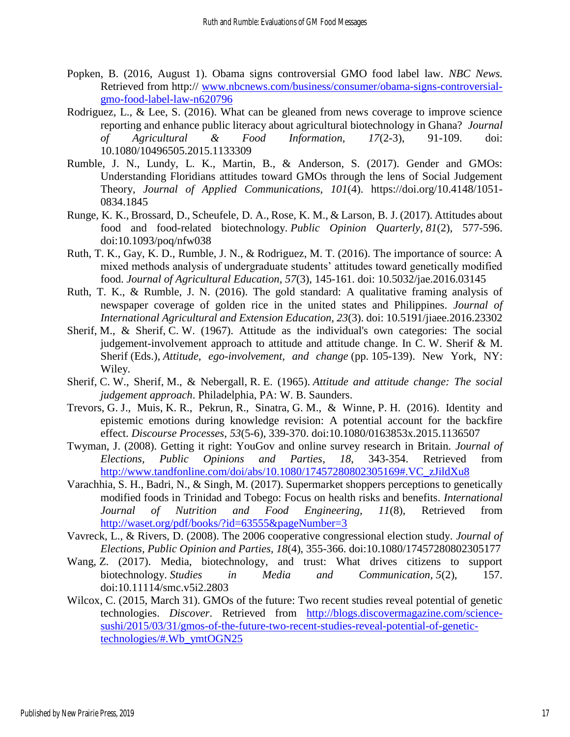Popken, B. (2016, August 1). Obama signs controversial GMO food label law. *NBC News.* Retrieved from http:// www.nbcnews.com/business/consumer/obama-signs-controversial-gmo-food-label-law-n620796

Rodriguez, L., & Lee, S. (2016). What can be gleaned from news coverage to improve science reporting and enhance public literacy about agricultural biotechnology in Ghana? *Journal of Agricultural & Food Information, 17*(2-3), 91-109. doi: 10.1080/10496505.2015.1133309

Rumble, J. N., Lundy, L. K., Martin, B., & Anderson, S. (2017). Gender and GMOs: Understanding Floridians attitudes toward GMOs through the lens of Social Judgement Theory, *Journal of Applied Communications, 101*(4). https://doi.org/10.4148/1051-0834.1845

Runge, K. K., Brossard, D., Scheufele, D. A., Rose, K. M., & Larson, B. J. (2017). Attitudes about food and food-related biotechnology. *Public Opinion Quarterly*, *81*(2), 577-596. doi:10.1093/poq/nfw038

Ruth, T. K., Gay, K. D., Rumble, J. N., & Rodriguez, M. T. (2016). The importance of source: A mixed methods analysis of undergraduate students' attitudes toward genetically modified food. *Journal of Agricultural Education, 57*(3), 145-161. doi: 10.5032/jae.2016.03145

Ruth, T. K., & Rumble, J. N. (2016). The gold standard: A qualitative framing analysis of newspaper coverage of golden rice in the united states and Philippines. *Journal of International Agricultural and Extension Education, 23*(3). doi: 10.5191/jiaee.2016.23302

Sherif, M., & Sherif, C. W. (1967). Attitude as the individual's own categories: The social judgement-involvement approach to attitude and attitude change. In C. W. Sherif & M. Sherif (Eds.), *Attitude, ego-involvement, and change* (pp. 105-139). New York, NY: Wiley.

Sherif, C. W., Sherif, M., & Nebergall, R. E. (1965). *Attitude and attitude change: The social judgement approach*. Philadelphia, PA: W. B. Saunders.

Trevors, G. J., Muis, K. R., Pekrun, R., Sinatra, G. M., & Winne, P. H. (2016). Identity and epistemic emotions during knowledge revision: A potential account for the backfire effect. *Discourse Processes*, *53*(5-6), 339-370. doi:10.1080/0163853x.2015.1136507

Twyman, J. (2008). Getting it right: YouGov and online survey research in Britain. *Journal of Elections, Public Opinions and Parties, 18*, 343-354. Retrieved from http://www.tandfonline.com/doi/abs/10.1080/17457280802305169#.VC_zJildXu8

Varachhia, S. H., Badri, N., & Singh, M. (2017). Supermarket shoppers perceptions to genetically modified foods in Trinidad and Tobego: Focus on health risks and benefits. *International Journal of Nutrition and Food Engineering, 11*(8), Retrieved from http://waset.org/pdf/books/?id=63555&pageNumber=3

Vavreck, L., & Rivers, D. (2008). The 2006 cooperative congressional election study. *Journal of Elections, Public Opinion and Parties, 18*(4), 355-366. doi:10.1080/17457280802305177

Wang, Z. (2017). Media, biotechnology, and trust: What drives citizens to support biotechnology. *Studies in Media and Communication*, *5*(2), 157. doi:10.11114/smc.v5i2.2803

Wilcox, C. (2015, March 31). GMOs of the future: Two recent studies reveal potential of genetic technologies. *Discover*. Retrieved from http://blogs.discovermagazine.com/science-sushi/2015/03/31/gmos-of-the-future-two-recent-studies-reveal-potential-of-genetic-technologies/#.Wb_ymtOGN25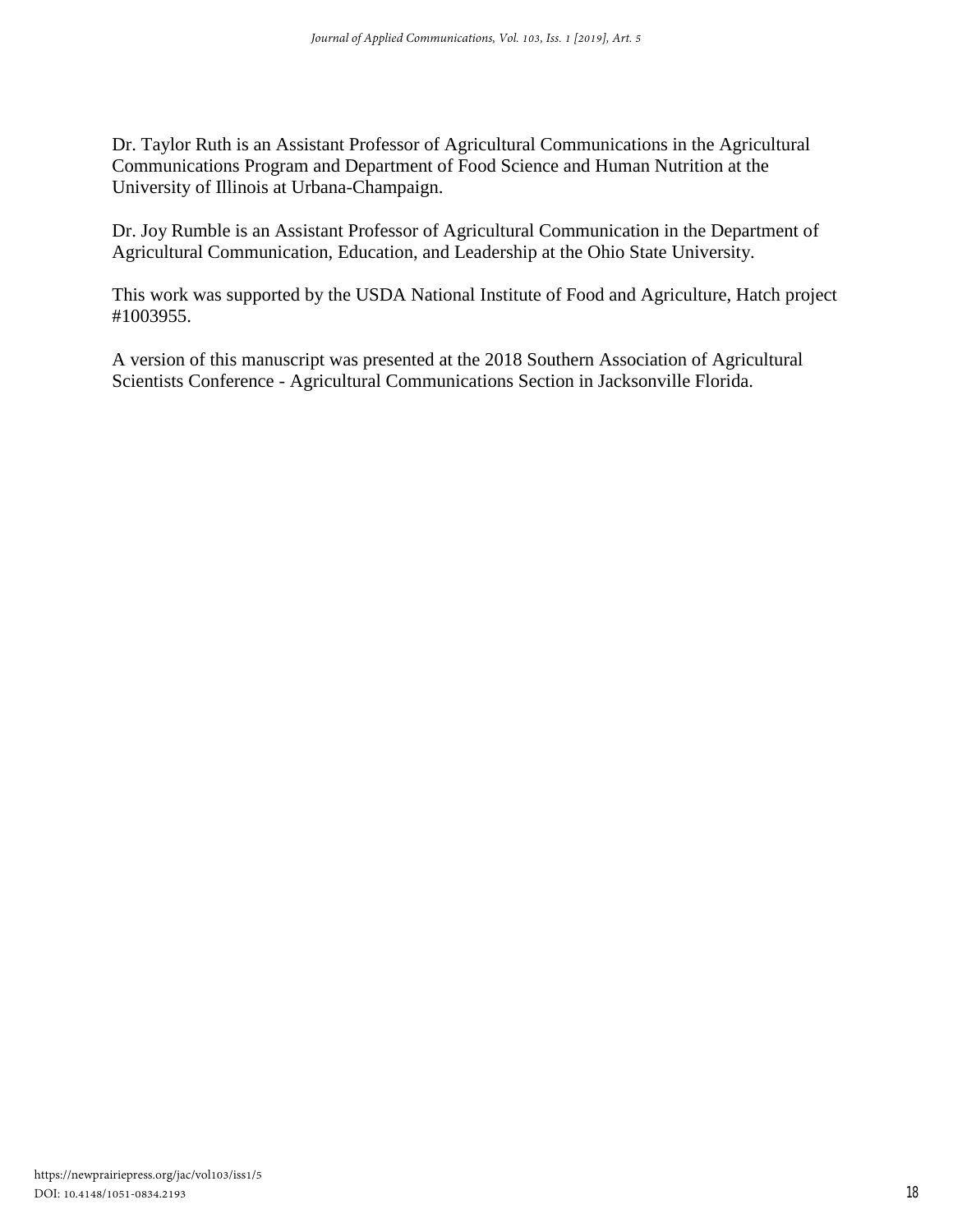Dr. Taylor Ruth is an Assistant Professor of Agricultural Communications in the Agricultural Communications Program and Department of Food Science and Human Nutrition at the University of Illinois at Urbana-Champaign.

Dr. Joy Rumble is an Assistant Professor of Agricultural Communication in the Department of Agricultural Communication, Education, and Leadership at the Ohio State University.

This work was supported by the USDA National Institute of Food and Agriculture, Hatch project #1003955.

A version of this manuscript was presented at the 2018 Southern Association of Agricultural Scientists Conference - Agricultural Communications Section in Jacksonville Florida.